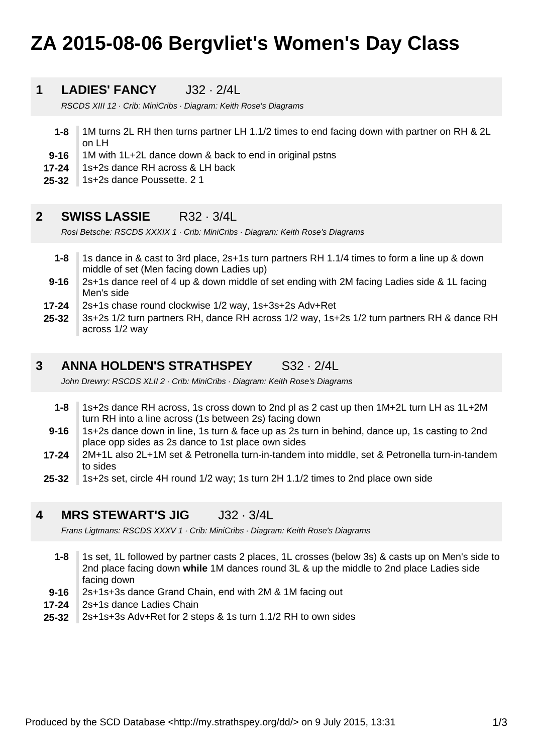# ZA 2015-08-06 Bergvliet's Women's Day Class

## 1 LADIES' FANCY J32 · 2/4L

*RSCDS XIII 12 · Crib: MiniCribs · Diagram: Keith Rose's Diagrams*

| | |
|---|---|
| **1-8** | 1M turns 2L RH then turns partner LH 1.1/2 times to end facing down with partner on RH & 2L on LH |
| **9-16** | 1M with 1L+2L dance down & back to end in original pstns |
| **17-24** | 1s+2s dance RH across & LH back |
| **25-32** | 1s+2s dance Poussette. 2 1 |

## 2 SWISS LASSIE R32 · 3/4L

*Rosi Betsche: RSCDS XXXIX 1 · Crib: MiniCribs · Diagram: Keith Rose's Diagrams*

| | |
|---|---|
| **1-8** | 1s dance in & cast to 3rd place, 2s+1s turn partners RH 1.1/4 times to form a line up & down middle of set (Men facing down Ladies up) |
| **9-16** | 2s+1s dance reel of 4 up & down middle of set ending with 2M facing Ladies side & 1L facing Men's side |
| **17-24** | 2s+1s chase round clockwise 1/2 way, 1s+3s+2s Adv+Ret |
| **25-32** | 3s+2s 1/2 turn partners RH, dance RH across 1/2 way, 1s+2s 1/2 turn partners RH & dance RH across 1/2 way |

## 3 ANNA HOLDEN'S STRATHSPEY S32 · 2/4L

*John Drewry: RSCDS XLII 2 · Crib: MiniCribs · Diagram: Keith Rose's Diagrams*

| | |
|---|---|
| **1-8** | 1s+2s dance RH across, 1s cross down to 2nd pl as 2 cast up then 1M+2L turn LH as 1L+2M turn RH into a line across (1s between 2s) facing down |
| **9-16** | 1s+2s dance down in line, 1s turn & face up as 2s turn in behind, dance up, 1s casting to 2nd place opp sides as 2s dance to 1st place own sides |
| **17-24** | 2M+1L also 2L+1M set & Petronella turn-in-tandem into middle, set & Petronella turn-in-tandem to sides |
| **25-32** | 1s+2s set, circle 4H round 1/2 way; 1s turn 2H 1.1/2 times to 2nd place own side |

## 4 MRS STEWART'S JIG J32 · 3/4L

*Frans Ligtmans: RSCDS XXXV 1 · Crib: MiniCribs · Diagram: Keith Rose's Diagrams*

| | |
|---|---|
| **1-8** | 1s set, 1L followed by partner casts 2 places, 1L crosses (below 3s) & casts up on Men's side to 2nd place facing down **while** 1M dances round 3L & up the middle to 2nd place Ladies side facing down |
| **9-16** | 2s+1s+3s dance Grand Chain, end with 2M & 1M facing out |
| **17-24** | 2s+1s dance Ladies Chain |
| **25-32** | 2s+1s+3s Adv+Ret for 2 steps & 1s turn 1.1/2 RH to own sides |

Produced by the SCD Database <http://my.strathspey.org/dd/> on 9 July 2015, 13:31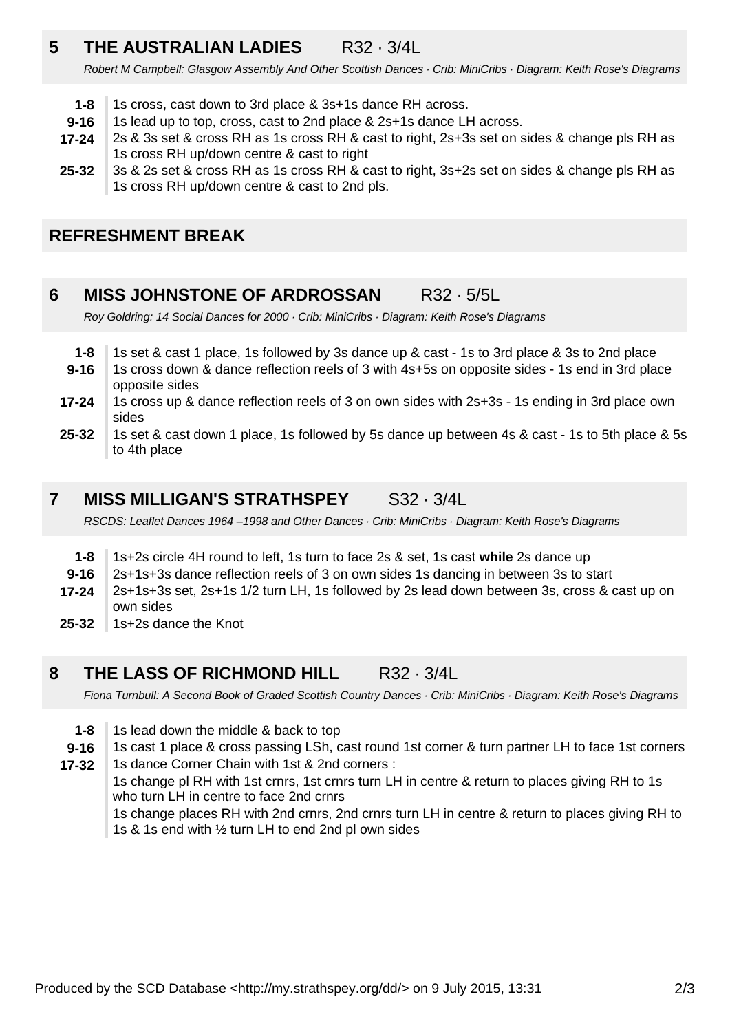## 5 THE AUSTRALIAN LADIES R32 · 3/4L

*Robert M Campbell: Glasgow Assembly And Other Scottish Dances · Crib: MiniCribs · Diagram: Keith Rose's Diagrams*

| | |
|---|---|
| **1-8** | 1s cross, cast down to 3rd place & 3s+1s dance RH across. |
| **9-16** | 1s lead up to top, cross, cast to 2nd place & 2s+1s dance LH across. |
| **17-24** | 2s & 3s set & cross RH as 1s cross RH & cast to right, 2s+3s set on sides & change pls RH as 1s cross RH up/down centre & cast to right |
| **25-32** | 3s & 2s set & cross RH as 1s cross RH & cast to right, 3s+2s set on sides & change pls RH as 1s cross RH up/down centre & cast to 2nd pls. |

## REFRESHMENT BREAK

## 6 MISS JOHNSTONE OF ARDROSSAN R32 · 5/5L

*Roy Goldring: 14 Social Dances for 2000 · Crib: MiniCribs · Diagram: Keith Rose's Diagrams*

| | |
|---|---|
| **1-8** | 1s set & cast 1 place, 1s followed by 3s dance up & cast - 1s to 3rd place & 3s to 2nd place |
| **9-16** | 1s cross down & dance reflection reels of 3 with 4s+5s on opposite sides - 1s end in 3rd place opposite sides |
| **17-24** | 1s cross up & dance reflection reels of 3 on own sides with 2s+3s - 1s ending in 3rd place own sides |
| **25-32** | 1s set & cast down 1 place, 1s followed by 5s dance up between 4s & cast - 1s to 5th place & 5s to 4th place |

## 7 MISS MILLIGAN'S STRATHSPEY S32 · 3/4L

*RSCDS: Leaflet Dances 1964 –1998 and Other Dances · Crib: MiniCribs · Diagram: Keith Rose's Diagrams*

| | |
|---|---|
| **1-8** | 1s+2s circle 4H round to left, 1s turn to face 2s & set, 1s cast **while** 2s dance up |
| **9-16** | 2s+1s+3s dance reflection reels of 3 on own sides 1s dancing in between 3s to start |
| **17-24** | 2s+1s+3s set, 2s+1s 1/2 turn LH, 1s followed by 2s lead down between 3s, cross & cast up on own sides |
| **25-32** | 1s+2s dance the Knot |

## 8 THE LASS OF RICHMOND HILL R32 · 3/4L

*Fiona Turnbull: A Second Book of Graded Scottish Country Dances · Crib: MiniCribs · Diagram: Keith Rose's Diagrams*

| | |
|---|---|
| **1-8** | 1s lead down the middle & back to top |
| **9-16** | 1s cast 1 place & cross passing LSh, cast round 1st corner & turn partner LH to face 1st corners |
| **17-32** | 1s dance Corner Chain with 1st & 2nd corners :<br>1s change pl RH with 1st crnrs, 1st crnrs turn LH in centre & return to places giving RH to 1s who turn LH in centre to face 2nd crnrs<br>1s change places RH with 2nd crnrs, 2nd crnrs turn LH in centre & return to places giving RH to 1s & 1s end with ½ turn LH to end 2nd pl own sides |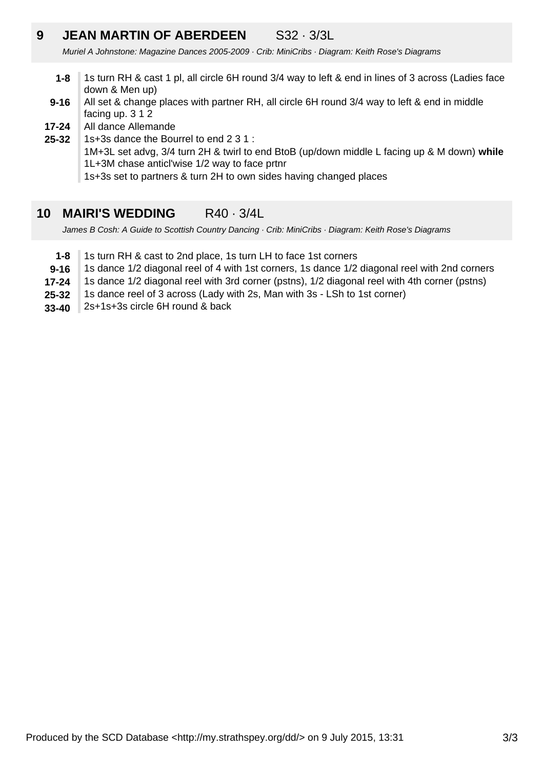## 9 JEAN MARTIN OF ABERDEEN S32 · 3/3L

*Muriel A Johnstone: Magazine Dances 2005-2009 · Crib: MiniCribs · Diagram: Keith Rose's Diagrams*

| | |
|---|---|
| **1-8** | 1s turn RH & cast 1 pl, all circle 6H round 3/4 way to left & end in lines of 3 across (Ladies face down & Men up) |
| **9-16** | All set & change places with partner RH, all circle 6H round 3/4 way to left & end in middle facing up. 3 1 2 |
| **17-24** | All dance Allemande |
| **25-32** | 1s+3s dance the Bourrel to end 2 3 1 :<br>1M+3L set advg, 3/4 turn 2H & twirl to end BtoB (up/down middle L facing up & M down) **while** 1L+3M chase anticl'wise 1/2 way to face prtnr<br>1s+3s set to partners & turn 2H to own sides having changed places |

## 10 MAIRI'S WEDDING R40 · 3/4L

*James B Cosh: A Guide to Scottish Country Dancing · Crib: MiniCribs · Diagram: Keith Rose's Diagrams*

| | |
|---|---|
| **1-8** | 1s turn RH & cast to 2nd place, 1s turn LH to face 1st corners |
| **9-16** | 1s dance 1/2 diagonal reel of 4 with 1st corners, 1s dance 1/2 diagonal reel with 2nd corners |
| **17-24** | 1s dance 1/2 diagonal reel with 3rd corner (pstns), 1/2 diagonal reel with 4th corner (pstns) |
| **25-32** | 1s dance reel of 3 across (Lady with 2s, Man with 3s - LSh to 1st corner) |
| **33-40** | 2s+1s+3s circle 6H round & back |

Produced by the SCD Database <http://my.strathspey.org/dd/> on 9 July 2015, 13:31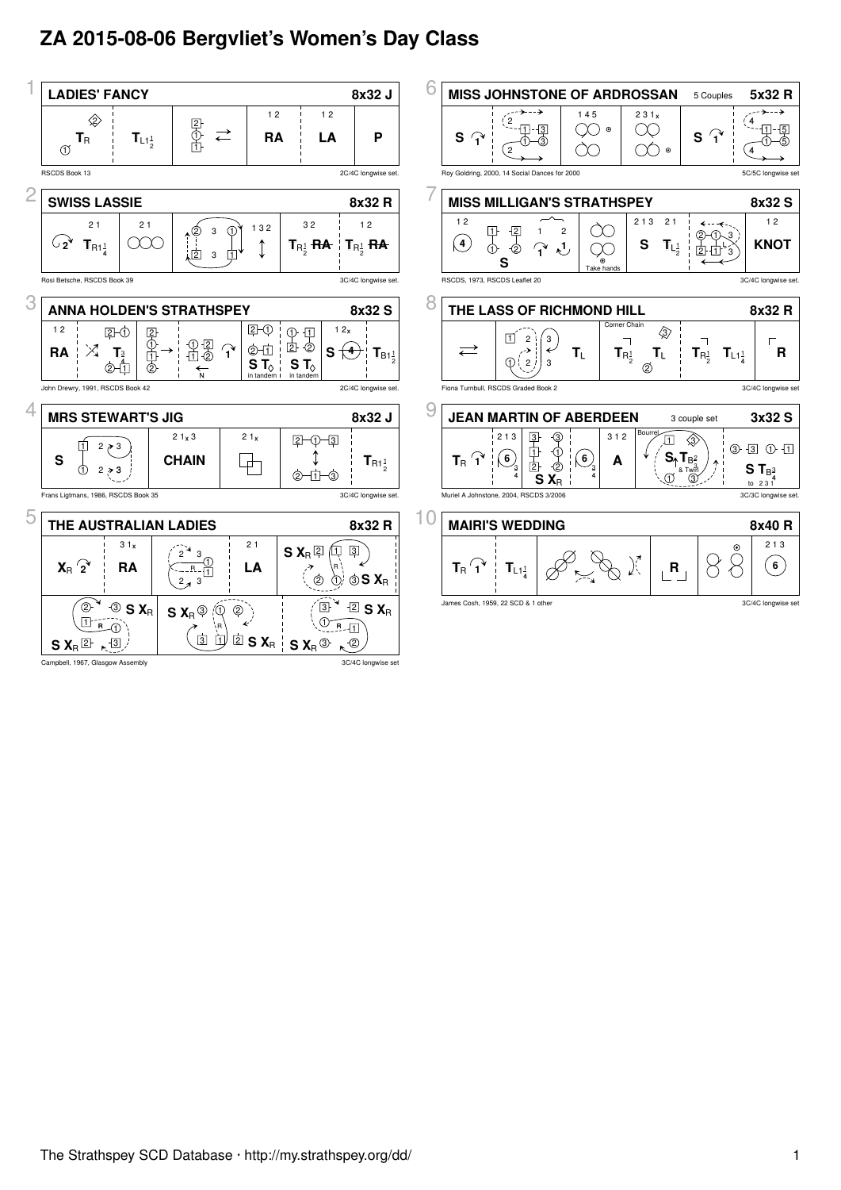# ZA 2015-08-06 Bergvliet's Women's Day Class

## 1 LADIES' FANCY — 8x32 J

RSCDS Book 13 — 2C/4C longwise set.

## 2 SWISS LASSIE — 8x32 R

Rosi Betsche, RSCDS Book 39 — 3C/4C longwise set.

## 3 ANNA HOLDEN'S STRATHSPEY — 8x32 S

John Drewry, 1991, RSCDS Book 42 — 2C/4C longwise set.

## 4 MRS STEWART'S JIG — 8x32 J

Frans Ligtmans, 1986, RSCDS Book 35 — 3C/4C longwise set.

## 5 THE AUSTRALIAN LADIES — 8x32 R

Campbell, 1967, Glasgow Assembly — 3C/4C longwise set

## 6 MISS JOHNSTONE OF ARDROSSAN — 5 Couples — 5x32 R

Roy Goldring, 2000, 14 Social Dances for 2000 — 5C/5C longwise set

## 7 MISS MILLIGAN'S STRATHSPEY — 8x32 S

RSCDS, 1973, RSCDS Leaflet 20 — 3C/4C longwise set.

## 8 THE LASS OF RICHMOND HILL — 8x32 R

Fiona Turnbull, RSCDS Graded Book 2 — 3C/4C longwise set

## 9 JEAN MARTIN OF ABERDEEN — 3 couple set — 3x32 S

Muriel A Johnstone, 2004, RSCDS 3/2006 — 3C/3C longwise set.

## 10 MAIRI'S WEDDING — 8x40 R

James Cosh, 1959, 22 SCD & 1 other — 3C/4C longwise set

The Strathspey SCD Database · http://my.strathspey.org/dd/